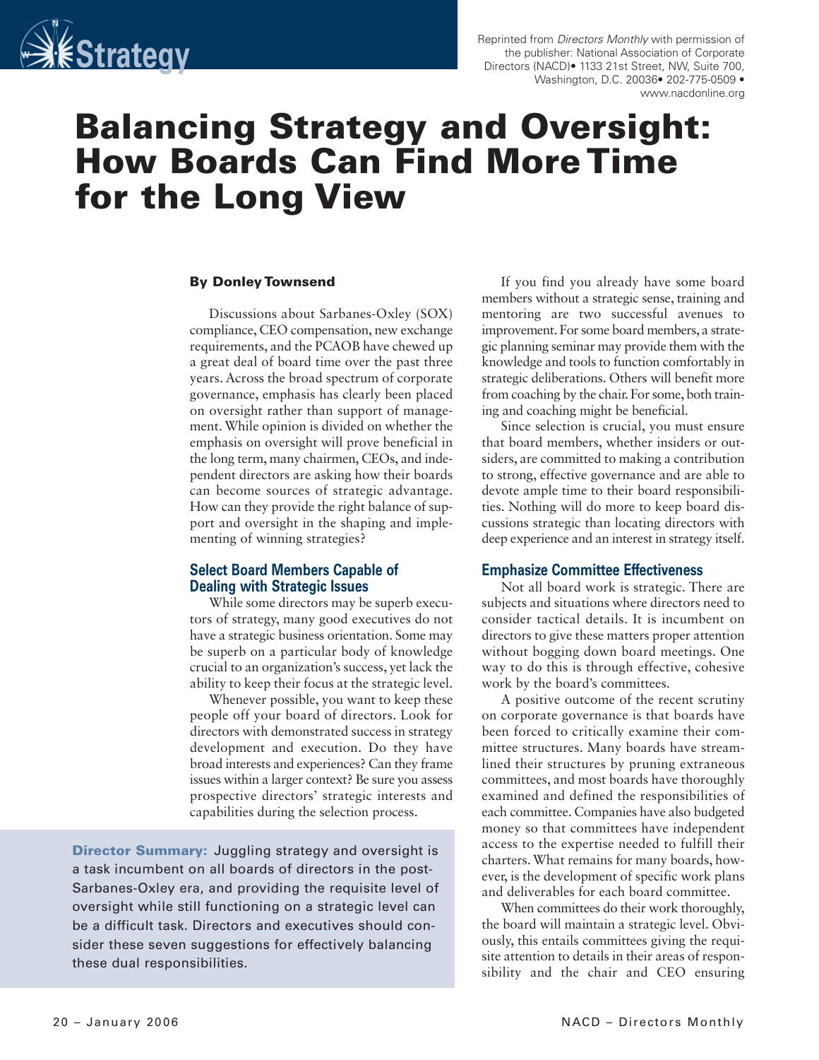Reprinted from *Directors Monthly* with permission of the publisher: National Association of Corporate Directors (NACD)• 1133 21st Street, NW, Suite 700, Washington, D.C. 20036• 202-775-0509 • www.nacdonline.org

# Balancing Strategy and Oversight: How Boards Can Find More Time for the Long View

**By Donley Townsend**

Discussions about Sarbanes-Oxley (SOX) compliance, CEO compensation, new exchange requirements, and the PCAOB have chewed up a great deal of board time over the past three years. Across the broad spectrum of corporate governance, emphasis has clearly been placed on oversight rather than support of management. While opinion is divided on whether the emphasis on oversight will prove beneficial in the long term, many chairmen, CEOs, and independent directors are asking how their boards can become sources of strategic advantage. How can they provide the right balance of support and oversight in the shaping and implementing of winning strategies?

## Select Board Members Capable of Dealing with Strategic Issues

While some directors may be superb executors of strategy, many good executives do not have a strategic business orientation. Some may be superb on a particular body of knowledge crucial to an organization's success, yet lack the ability to keep their focus at the strategic level.

Whenever possible, you want to keep these people off your board of directors. Look for directors with demonstrated success in strategy development and execution. Do they have broad interests and experiences? Can they frame issues within a larger context? Be sure you assess prospective directors' strategic interests and capabilities during the selection process.

**Director Summary:** Juggling strategy and oversight is a task incumbent on all boards of directors in the post-Sarbanes-Oxley era, and providing the requisite level of oversight while still functioning on a strategic level can be a difficult task. Directors and executives should consider these seven suggestions for effectively balancing these dual responsibilities.

If you find you already have some board members without a strategic sense, training and mentoring are two successful avenues to improvement. For some board members, a strategic planning seminar may provide them with the knowledge and tools to function comfortably in strategic deliberations. Others will benefit more from coaching by the chair. For some, both training and coaching might be beneficial.

Since selection is crucial, you must ensure that board members, whether insiders or outsiders, are committed to making a contribution to strong, effective governance and are able to devote ample time to their board responsibilities. Nothing will do more to keep board discussions strategic than locating directors with deep experience and an interest in strategy itself.

## Emphasize Committee Effectiveness

Not all board work is strategic. There are subjects and situations where directors need to consider tactical details. It is incumbent on directors to give these matters proper attention without bogging down board meetings. One way to do this is through effective, cohesive work by the board's committees.

A positive outcome of the recent scrutiny on corporate governance is that boards have been forced to critically examine their committee structures. Many boards have streamlined their structures by pruning extraneous committees, and most boards have thoroughly examined and defined the responsibilities of each committee. Companies have also budgeted money so that committees have independent access to the expertise needed to fulfill their charters. What remains for many boards, however, is the development of specific work plans and deliverables for each board committee.

When committees do their work thoroughly, the board will maintain a strategic level. Obviously, this entails committees giving the requisite attention to details in their areas of responsibility and the chair and CEO ensuring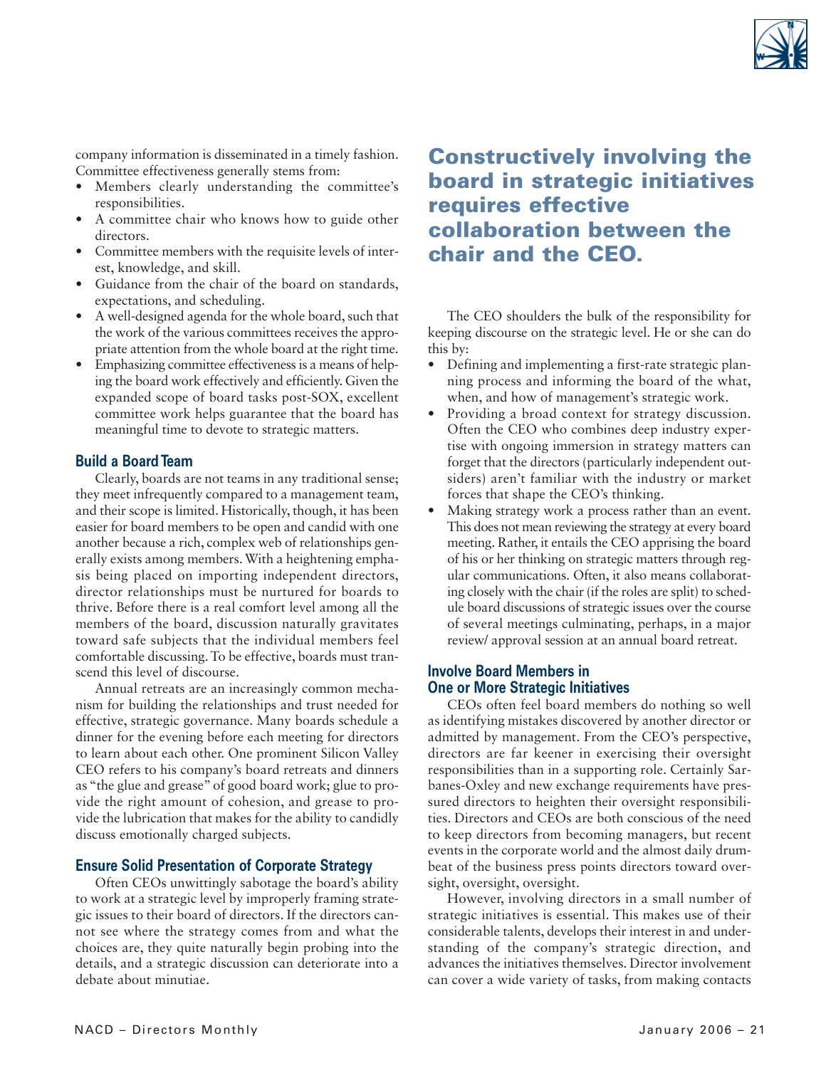company information is disseminated in a timely fashion. Committee effectiveness generally stems from:

- Members clearly understanding the committee's responsibilities.
- A committee chair who knows how to guide other directors.
- Committee members with the requisite levels of interest, knowledge, and skill.
- Guidance from the chair of the board on standards, expectations, and scheduling.
- A well-designed agenda for the whole board, such that the work of the various committees receives the appropriate attention from the whole board at the right time.
- Emphasizing committee effectiveness is a means of helping the board work effectively and efficiently. Given the expanded scope of board tasks post-SOX, excellent committee work helps guarantee that the board has meaningful time to devote to strategic matters.

### Build a Board Team

Clearly, boards are not teams in any traditional sense; they meet infrequently compared to a management team, and their scope is limited. Historically, though, it has been easier for board members to be open and candid with one another because a rich, complex web of relationships generally exists among members. With a heightening emphasis being placed on importing independent directors, director relationships must be nurtured for boards to thrive. Before there is a real comfort level among all the members of the board, discussion naturally gravitates toward safe subjects that the individual members feel comfortable discussing. To be effective, boards must transcend this level of discourse.

Annual retreats are an increasingly common mechanism for building the relationships and trust needed for effective, strategic governance. Many boards schedule a dinner for the evening before each meeting for directors to learn about each other. One prominent Silicon Valley CEO refers to his company's board retreats and dinners as "the glue and grease" of good board work; glue to provide the right amount of cohesion, and grease to provide the lubrication that makes for the ability to candidly discuss emotionally charged subjects.

### Ensure Solid Presentation of Corporate Strategy

Often CEOs unwittingly sabotage the board's ability to work at a strategic level by improperly framing strategic issues to their board of directors. If the directors cannot see where the strategy comes from and what the choices are, they quite naturally begin probing into the details, and a strategic discussion can deteriorate into a debate about minutiae.

## Constructively involving the board in strategic initiatives requires effective collaboration between the chair and the CEO.

The CEO shoulders the bulk of the responsibility for keeping discourse on the strategic level. He or she can do this by:

- Defining and implementing a first-rate strategic planning process and informing the board of the what, when, and how of management's strategic work.
- Providing a broad context for strategy discussion. Often the CEO who combines deep industry expertise with ongoing immersion in strategy matters can forget that the directors (particularly independent outsiders) aren't familiar with the industry or market forces that shape the CEO's thinking.
- Making strategy work a process rather than an event. This does not mean reviewing the strategy at every board meeting. Rather, it entails the CEO apprising the board of his or her thinking on strategic matters through regular communications. Often, it also means collaborating closely with the chair (if the roles are split) to schedule board discussions of strategic issues over the course of several meetings culminating, perhaps, in a major review/ approval session at an annual board retreat.

### Involve Board Members in One or More Strategic Initiatives

CEOs often feel board members do nothing so well as identifying mistakes discovered by another director or admitted by management. From the CEO's perspective, directors are far keener in exercising their oversight responsibilities than in a supporting role. Certainly Sarbanes-Oxley and new exchange requirements have pressured directors to heighten their oversight responsibilities. Directors and CEOs are both conscious of the need to keep directors from becoming managers, but recent events in the corporate world and the almost daily drumbeat of the business press points directors toward oversight, oversight, oversight.

However, involving directors in a small number of strategic initiatives is essential. This makes use of their considerable talents, develops their interest in and understanding of the company's strategic direction, and advances the initiatives themselves. Director involvement can cover a wide variety of tasks, from making contacts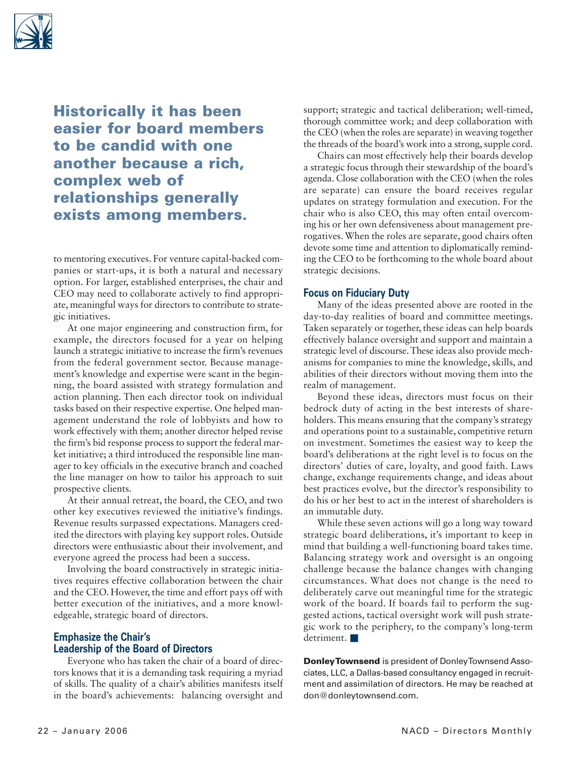**Historically it has been easier for board members to be candid with one another because a rich, complex web of relationships generally exists among members.**

to mentoring executives. For venture capital-backed companies or start-ups, it is both a natural and necessary option. For larger, established enterprises, the chair and CEO may need to collaborate actively to find appropriate, meaningful ways for directors to contribute to strategic initiatives.

At one major engineering and construction firm, for example, the directors focused for a year on helping launch a strategic initiative to increase the firm's revenues from the federal government sector. Because management's knowledge and expertise were scant in the beginning, the board assisted with strategy formulation and action planning. Then each director took on individual tasks based on their respective expertise. One helped management understand the role of lobbyists and how to work effectively with them; another director helped revise the firm's bid response process to support the federal market initiative; a third introduced the responsible line manager to key officials in the executive branch and coached the line manager on how to tailor his approach to suit prospective clients.

At their annual retreat, the board, the CEO, and two other key executives reviewed the initiative's findings. Revenue results surpassed expectations. Managers credited the directors with playing key support roles. Outside directors were enthusiastic about their involvement, and everyone agreed the process had been a success.

Involving the board constructively in strategic initiatives requires effective collaboration between the chair and the CEO. However, the time and effort pays off with better execution of the initiatives, and a more knowledgeable, strategic board of directors.

### Emphasize the Chair's Leadership of the Board of Directors

Everyone who has taken the chair of a board of directors knows that it is a demanding task requiring a myriad of skills. The quality of a chair's abilities manifests itself in the board's achievements: balancing oversight and support; strategic and tactical deliberation; well-timed, thorough committee work; and deep collaboration with the CEO (when the roles are separate) in weaving together the threads of the board's work into a strong, supple cord.

Chairs can most effectively help their boards develop a strategic focus through their stewardship of the board's agenda. Close collaboration with the CEO (when the roles are separate) can ensure the board receives regular updates on strategy formulation and execution. For the chair who is also CEO, this may often entail overcoming his or her own defensiveness about management prerogatives. When the roles are separate, good chairs often devote some time and attention to diplomatically reminding the CEO to be forthcoming to the whole board about strategic decisions.

### Focus on Fiduciary Duty

Many of the ideas presented above are rooted in the day-to-day realities of board and committee meetings. Taken separately or together, these ideas can help boards effectively balance oversight and support and maintain a strategic level of discourse. These ideas also provide mechanisms for companies to mine the knowledge, skills, and abilities of their directors without moving them into the realm of management.

Beyond these ideas, directors must focus on their bedrock duty of acting in the best interests of shareholders. This means ensuring that the company's strategy and operations point to a sustainable, competitive return on investment. Sometimes the easiest way to keep the board's deliberations at the right level is to focus on the directors' duties of care, loyalty, and good faith. Laws change, exchange requirements change, and ideas about best practices evolve, but the director's responsibility to do his or her best to act in the interest of shareholders is an immutable duty.

While these seven actions will go a long way toward strategic board deliberations, it's important to keep in mind that building a well-functioning board takes time. Balancing strategy work and oversight is an ongoing challenge because the balance changes with changing circumstances. What does not change is the need to deliberately carve out meaningful time for the strategic work of the board. If boards fail to perform the suggested actions, tactical oversight work will push strategic work to the periphery, to the company's long-term detriment. ■

**Donley Townsend** is president of Donley Townsend Associates, LLC, a Dallas-based consultancy engaged in recruitment and assimilation of directors. He may be reached at don@donleytownsend.com.